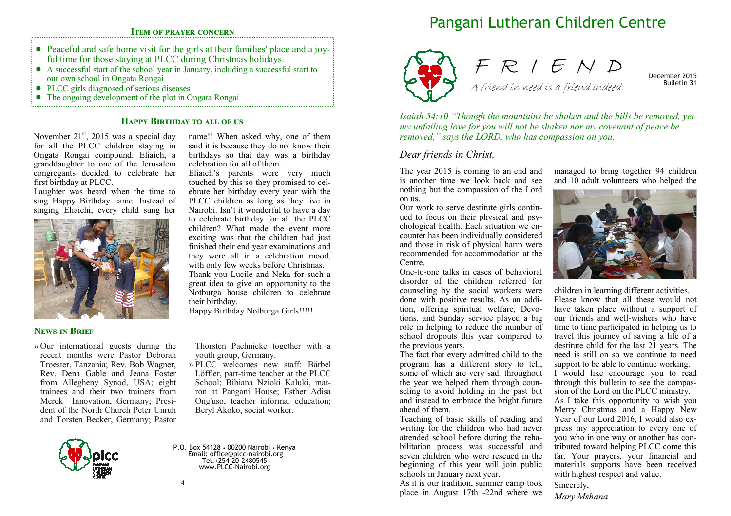# Pangani Lutheran Children Centre

## F R I E N D

*A friend in need is a friend indeed.*

December 2015
Bulletin 31

*Isaiah 54:10 "Though the mountains be shaken and the hills be removed, yet my unfailing love for you will not be shaken nor my covenant of peace be removed," says the LORD, who has compassion on you.*

*Dear friends in Christ,*

The year 2015 is coming to an end and is another time we look back and see nothing but the compassion of the Lord on us.

Our work to serve destitute girls continued to focus on their physical and psychological health. Each situation we encounter has been individually considered and those in risk of physical harm were recommended for accommodation at the Centre.

One-to-one talks in cases of behavioral disorder of the children referred for counseling by the social workers were done with positive results. As an addition, offering spiritual welfare, Devotions, and Sunday service played a big role in helping to reduce the number of school dropouts this year compared to the previous years.

The fact that every admitted child to the program has a different story to tell, some of which are very sad, throughout the year we helped them through counseling to avoid holding in the past but and instead to embrace the bright future ahead of them.

Teaching of basic skills of reading and writing for the children who had never attended school before during the rehabilitation process was successful and seven children who were rescued in the beginning of this year will join public schools in January next year.

As it is our tradition, summer camp took place in August 17th -22nd where we managed to bring together 94 children and 10 adult volunteers who helped the children in learning different activities.

Please know that all these would not have taken place without a support of our friends and well-wishers who have time to time participated in helping us to travel this journey of saving a life of a destitute child for the last 21 years. The need is still on so we continue to need support to be able to continue working.

I would like encourage you to read through this bulletin to see the compassion of the Lord on the PLCC ministry.

As I take this opportunity to wish you Merry Christmas and a Happy New Year of our Lord 2016, I would also express my appreciation to every one of you who in one way or another has contributed toward helping PLCC come this far. Your prayers, your financial and materials supports have been received with highest respect and value.

Sincerely,

*Mary Mshana*

### Item of prayer concern

- Peaceful and safe home visit for the girls at their families' place and a joyful time for those staying at PLCC during Christmas holidays.
- A successful start of the school year in January, including a successful start to our own school in Ongata Rongai
- PLCC girls diagnosed of serious diseases
- The ongoing development of the plot in Ongata Rongai

### Happy Birthday to all of us

November 21st, 2015 was a special day for all the PLCC children staying in Ongata Rongai compound. Eliaich, a granddaughter to one of the Jerusalem congregants decided to celebrate her first birthday at PLCC.

Laughter was heard when the time to sing Happy Birthday came. Instead of singing Eliaichi, every child sung her name!! When asked why, one of them said it is because they do not know their birthdays so that day was a birthday celebration for all of them.

Eliaich's parents were very much touched by this so they promised to celebrate her birthday every year with the PLCC children as long as they live in Nairobi. Isn't it wonderful to have a day to celebrate birthday for all the PLCC children? What made the event more exciting was that the children had just finished their end year examinations and they were all in a celebration mood, with only few weeks before Christmas.

Thank you Lucile and Neka for such a great idea to give an opportunity to the Notburga house children to celebrate their birthday.

Happy Birthday Notburga Girls!!!!!

### News in Brief

- Our international guests during the recent months were Pastor Deborah Troester, Tanzania; Rev. Bob Wagner, Rev. Dena Gable and Jeana Foster from Allegheny Synod, USA; eight trainees and their two trainers from Merck Innovation, Germany; President of the North Church Peter Unruh and Torsten Becker, Germany; Pastor Thorsten Pachnicke together with a youth group, Germany.
- PLCC welcomes new staff: Bärbel Löffler, part-time teacher at the PLCC School; Bibiana Nzioki Kaluki, matron at Pangani House; Esther Adisa Ong'uso, teacher informal education; Beryl Akoko, social worker.

P.O. Box 54128 • 00200 Nairobi • Kenya
Email: office@plcc-nairobi.org
Tel.+254-20-2480545
www.PLCC-Nairobi.org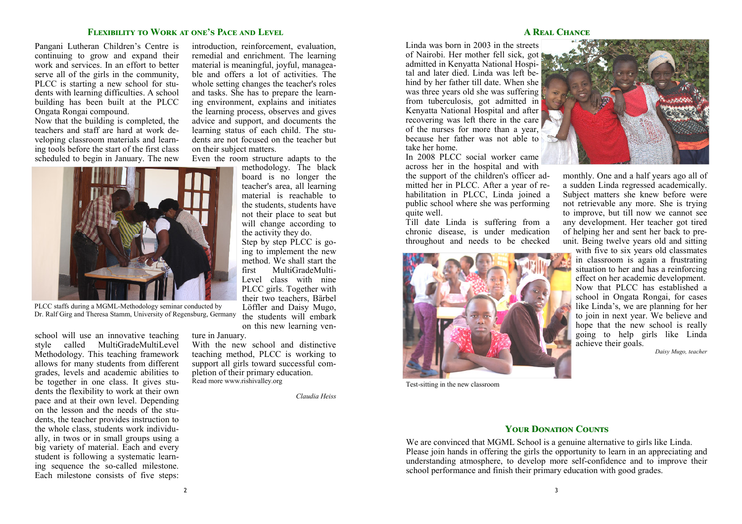## Flexibility to Work at one's Pace and Level

Pangani Lutheran Children's Centre is continuing to grow and expand their work and services. In an effort to better serve all of the girls in the community, PLCC is starting a new school for students with learning difficulties. A school building has been built at the PLCC Ongata Rongai compound.

Now that the building is completed, the teachers and staff are hard at work developing classroom materials and learning tools before the start of the first class scheduled to begin in January. The new school will use an innovative teaching style called MultiGradeMultiLevel Methodology. This teaching framework allows for many students from different grades, levels and academic abilities to be together in one class. It gives students the flexibility to work at their own pace and at their own level. Depending on the lesson and the needs of the students, the teacher provides instruction to the whole class, students work individually, in twos or in small groups using a big variety of material. Each and every student is following a systematic learning sequence the so-called milestone. Each milestone consists of five steps: introduction, reinforcement, evaluation, remedial and enrichment. The learning material is meaningful, joyful, manageable and offers a lot of activities. The whole setting changes the teacher's roles and tasks. She has to prepare the learning environment, explains and initiates the learning process, observes and gives advice and support, and documents the learning status of each child. The students are not focused on the teacher but on their subject matters.

Even the room structure adapts to the methodology. The black board is no longer the teacher's area, all learning material is reachable to the students, students have not their place to seat but will change according to the activity they do.

Step by step PLCC is going to implement the new method. We shall start the first MultiGradeMultiLevel class with nine PLCC girls. Together with their two teachers, Bärbel Löffler and Daisy Mugo, the students will embark on this new learning venture in January.

PLCC staffs during a MGML-Methodology seminar conducted by Dr. Ralf Girg and Theresa Stamm, University of Regensburg, Germany

With the new school and distinctive teaching method, PLCC is working to support all girls toward successful completion of their primary education.

Read more www.rishivalley.org

*Claudia Heiss*

## A Real Chance

Linda was born in 2003 in the streets of Nairobi. Her mother fell sick, got admitted in Kenyatta National Hospital and later died. Linda was left behind by her father till date. When she was three years old she was suffering from tuberculosis, got admitted in Kenyatta National Hospital and after recovering was left there in the care of the nurses for more than a year, because her father was not able to take her home.

In 2008 PLCC social worker came across her in the hospital and with the support of the children's officer admitted her in PLCC. After a year of rehabilitation in PLCC, Linda joined a public school where she was performing quite well.

Till date Linda is suffering from a chronic disease, is under medication throughout and needs to be checked monthly. One and a half years ago all of a sudden Linda regressed academically. Subject matters she knew before were not retrievable any more. She is trying to improve, but till now we cannot see any development. Her teacher got tired of helping her and sent her back to pre-unit. Being twelve years old and sitting with five to six years old classmates in classroom is again a frustrating situation to her and has a reinforcing effect on her academic development. Now that PLCC has established a school in Ongata Rongai, for cases like Linda's, we are planning for her to join in next year. We believe and hope that the new school is really going to help girls like Linda achieve their goals.

*Daisy Mugo, teacher*

Test-sitting in the new classroom

## Your Donation Counts

We are convinced that MGML School is a genuine alternative to girls like Linda. Please join hands in offering the girls the opportunity to learn in an appreciating and understanding atmosphere, to develop more self-confidence and to improve their school performance and finish their primary education with good grades.